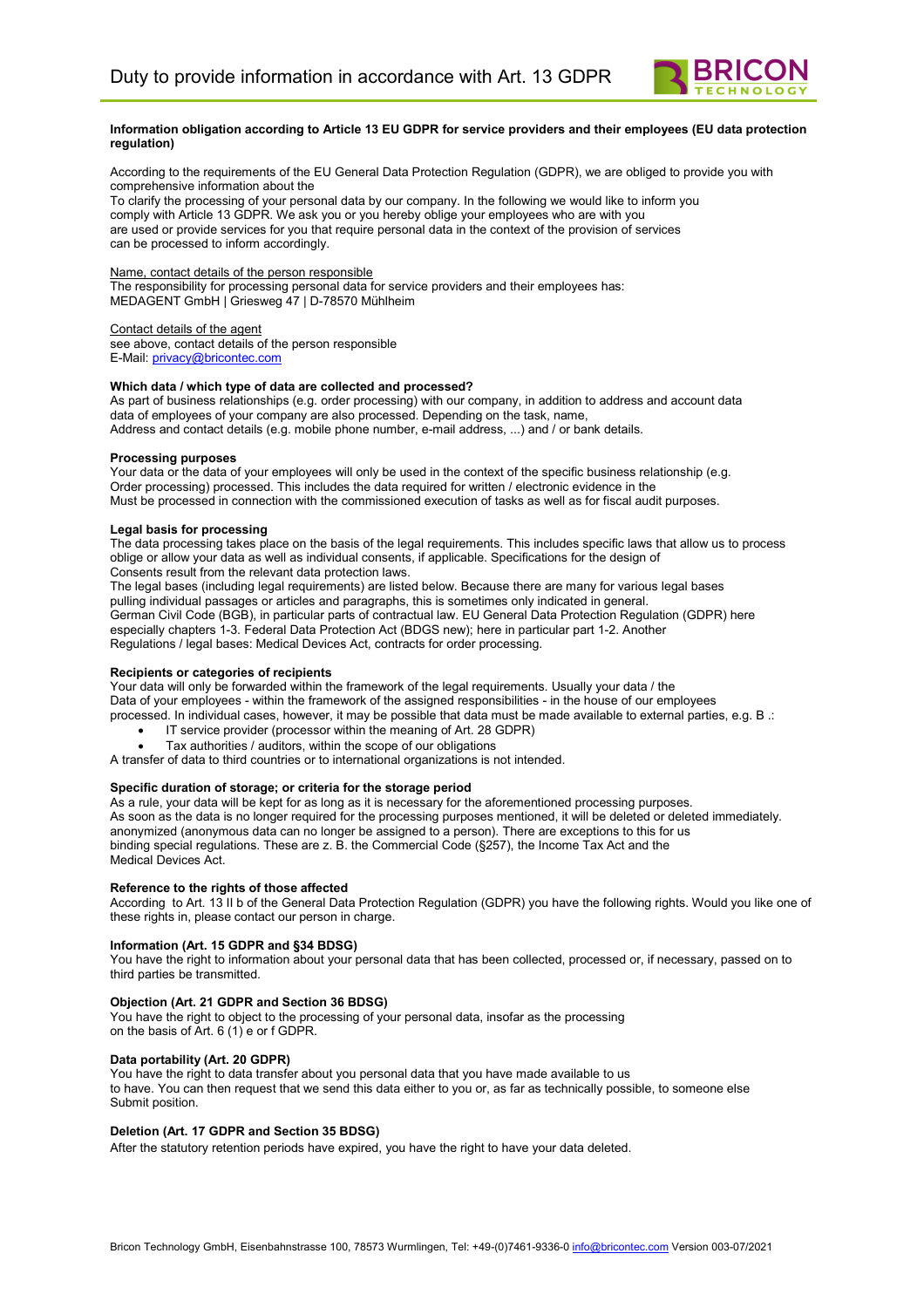# Duty to provide information in accordance with Art. 13 GDPR

**Information obligation according to Article 13 EU GDPR for service providers and their employees (EU data protection regulation)**

According to the requirements of the EU General Data Protection Regulation (GDPR), we are obliged to provide you with comprehensive information about the
To clarify the processing of your personal data by our company. In the following we would like to inform you
comply with Article 13 GDPR. We ask you or you hereby oblige your employees who are with you
are used or provide services for you that require personal data in the context of the provision of services
can be processed to inform accordingly.

Name, contact details of the person responsible
The responsibility for processing personal data for service providers and their employees has:
MEDAGENT GmbH | Griesweg 47 | D-78570 Mühlheim

Contact details of the agent
see above, contact details of the person responsible
E-Mail: privacy@bricontec.com

**Which data / which type of data are collected and processed?**
As part of business relationships (e.g. order processing) with our company, in addition to address and account data
data of employees of your company are also processed. Depending on the task, name,
Address and contact details (e.g. mobile phone number, e-mail address, ...) and / or bank details.

**Processing purposes**
Your data or the data of your employees will only be used in the context of the specific business relationship (e.g.
Order processing) processed. This includes the data required for written / electronic evidence in the
Must be processed in connection with the commissioned execution of tasks as well as for fiscal audit purposes.

**Legal basis for processing**
The data processing takes place on the basis of the legal requirements. This includes specific laws that allow us to process
oblige or allow your data as well as individual consents, if applicable. Specifications for the design of
Consents result from the relevant data protection laws.
The legal bases (including legal requirements) are listed below. Because there are many for various legal bases
pulling individual passages or articles and paragraphs, this is sometimes only indicated in general.
German Civil Code (BGB), in particular parts of contractual law. EU General Data Protection Regulation (GDPR) here
especially chapters 1-3. Federal Data Protection Act (BDGS new); here in particular part 1-2. Another
Regulations / legal bases: Medical Devices Act, contracts for order processing.

**Recipients or categories of recipients**
Your data will only be forwarded within the framework of the legal requirements. Usually your data / the
Data of your employees - within the framework of the assigned responsibilities - in the house of our employees
processed. In individual cases, however, it may be possible that data must be made available to external parties, e.g. B .:

- IT service provider (processor within the meaning of Art. 28 GDPR)
- Tax authorities / auditors, within the scope of our obligations

A transfer of data to third countries or to international organizations is not intended.

**Specific duration of storage; or criteria for the storage period**
As a rule, your data will be kept for as long as it is necessary for the aforementioned processing purposes.
As soon as the data is no longer required for the processing purposes mentioned, it will be deleted or deleted immediately.
anonymized (anonymous data can no longer be assigned to a person). There are exceptions to this for us
binding special regulations. These are z. B. the Commercial Code (§257), the Income Tax Act and the
Medical Devices Act.

**Reference to the rights of those affected**
According to Art. 13 II b of the General Data Protection Regulation (GDPR) you have the following rights. Would you like one of these rights in, please contact our person in charge.

**Information (Art. 15 GDPR and §34 BDSG)**
You have the right to information about your personal data that has been collected, processed or, if necessary, passed on to third parties be transmitted.

**Objection (Art. 21 GDPR and Section 36 BDSG)**
You have the right to object to the processing of your personal data, insofar as the processing
on the basis of Art. 6 (1) e or f GDPR.

**Data portability (Art. 20 GDPR)**
You have the right to data transfer about you personal data that you have made available to us
to have. You can then request that we send this data either to you or, as far as technically possible, to someone else
Submit position.

**Deletion (Art. 17 GDPR and Section 35 BDSG)**
After the statutory retention periods have expired, you have the right to have your data deleted.

Bricon Technology GmbH, Eisenbahnstrasse 100, 78573 Wurmlingen, Tel: +49-(0)7461-9336-0 info@bricontec.com Version 003-07/2021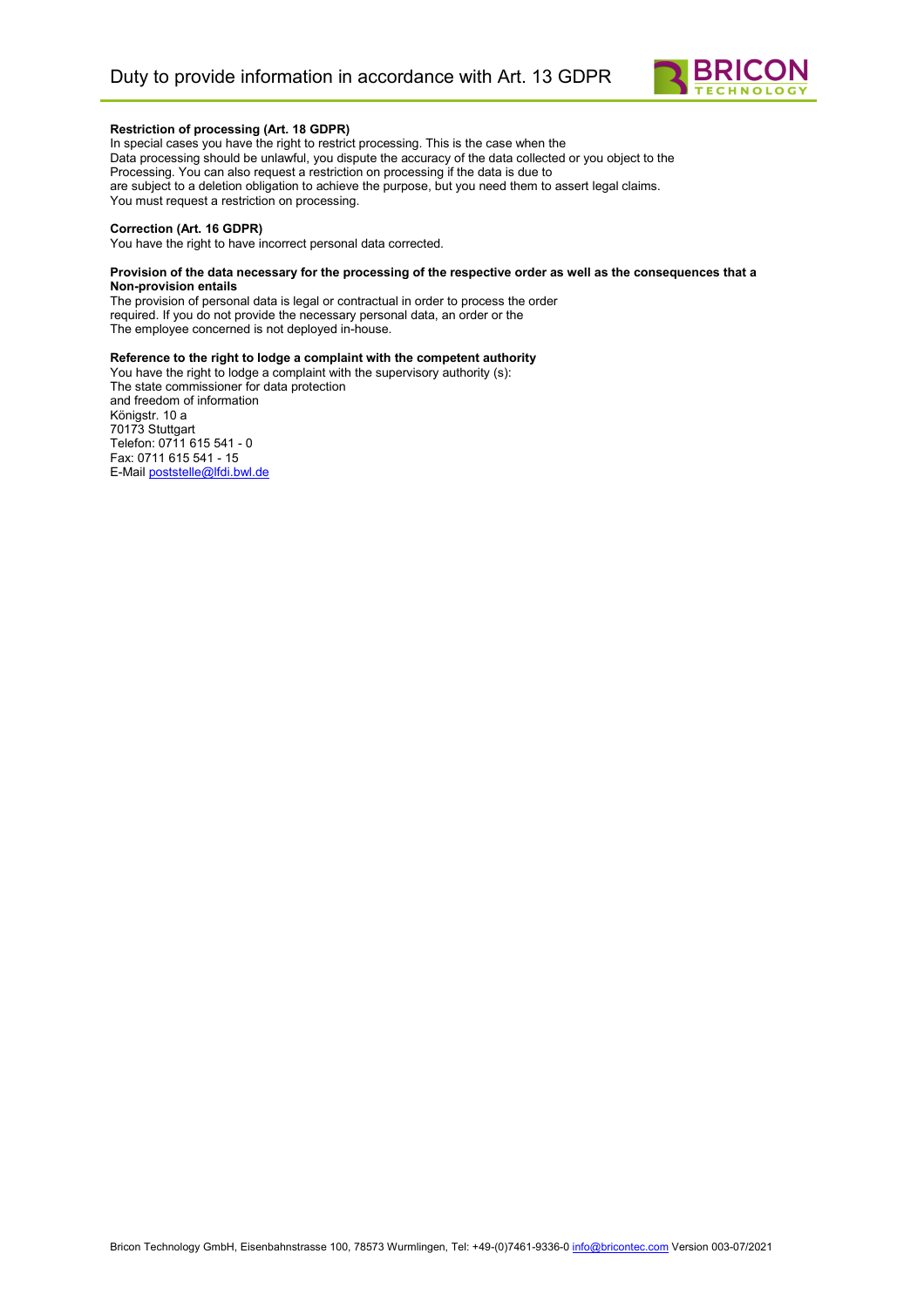**Restriction of processing (Art. 18 GDPR)**
In special cases you have the right to restrict processing. This is the case when the
Data processing should be unlawful, you dispute the accuracy of the data collected or you object to the
Processing. You can also request a restriction on processing if the data is due to
are subject to a deletion obligation to achieve the purpose, but you need them to assert legal claims.
You must request a restriction on processing.

**Correction (Art. 16 GDPR)**
You have the right to have incorrect personal data corrected.

**Provision of the data necessary for the processing of the respective order as well as the consequences that a Non-provision entails**
The provision of personal data is legal or contractual in order to process the order
required. If you do not provide the necessary personal data, an order or the
The employee concerned is not deployed in-house.

**Reference to the right to lodge a complaint with the competent authority**
You have the right to lodge a complaint with the supervisory authority (s):
The state commissioner for data protection
and freedom of information
Königstr. 10 a
70173 Stuttgart
Telefon: 0711 615 541 - 0
Fax: 0711 615 541 - 15
E-Mail poststelle@lfdi.bwl.de